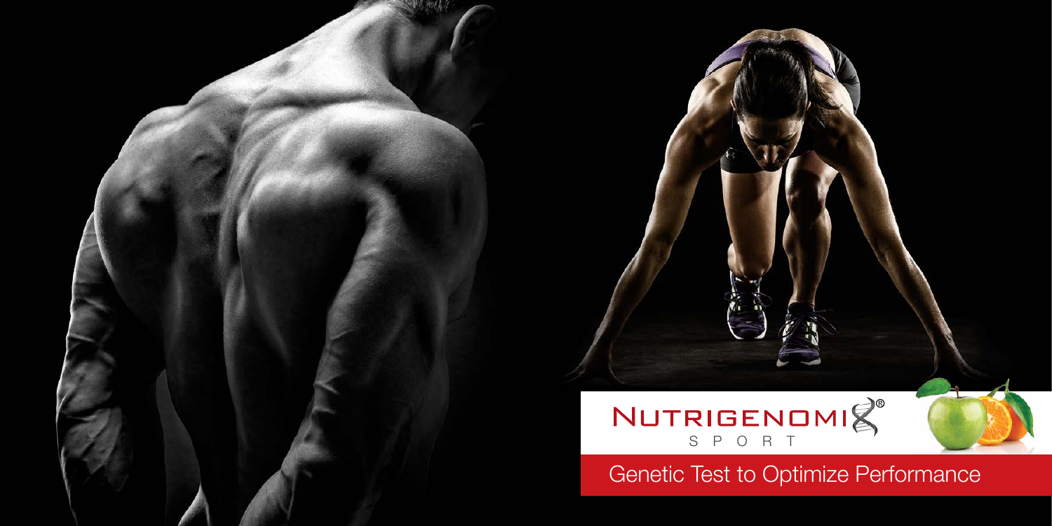# NUTRIGENOMIX®

SPORT

## Genetic Test to Optimize Performance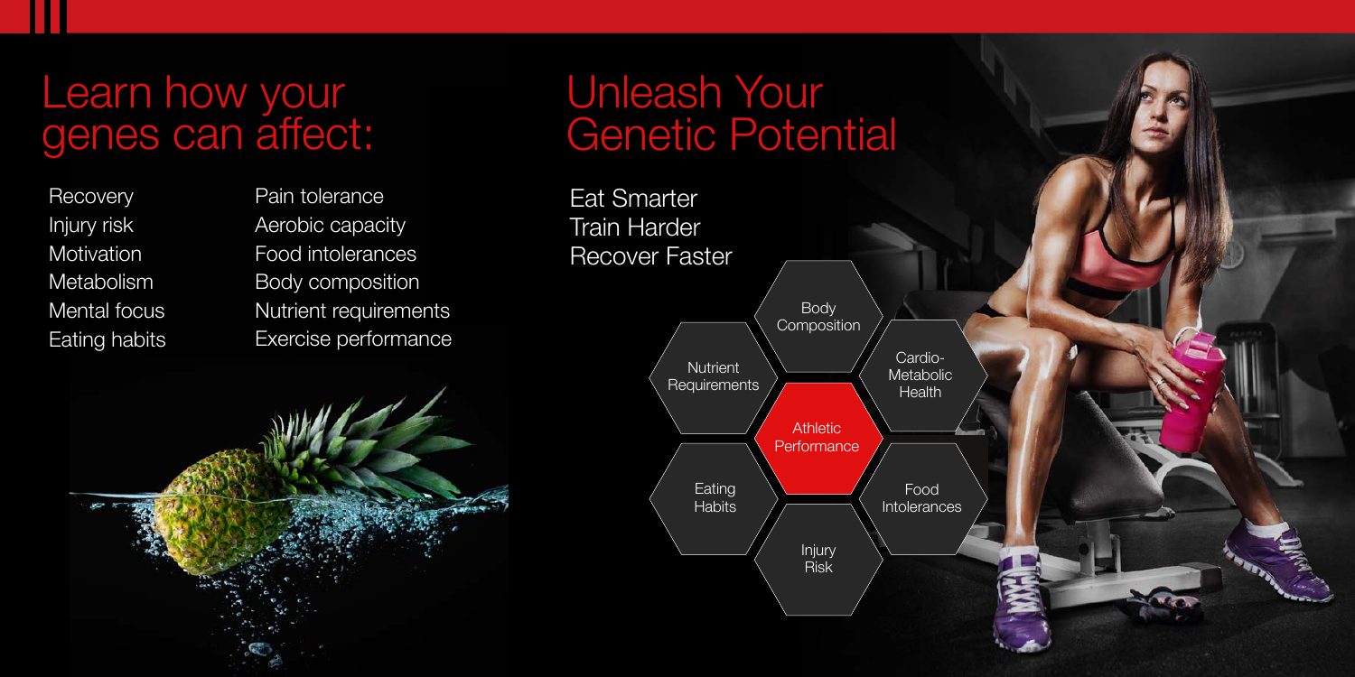# Learn how your genes can affect:

- Recovery
- Injury risk
- Motivation
- Metabolism
- Mental focus
- Eating habits
- Pain tolerance
- Aerobic capacity
- Food intolerances
- Body composition
- Nutrient requirements
- Exercise performance

# Unleash Your Genetic Potential

Eat Smarter
Train Harder
Recover Faster

- Body Composition
- Nutrient Requirements
- Cardio-Metabolic Health
- Athletic Performance
- Eating Habits
- Food Intolerances
- Injury Risk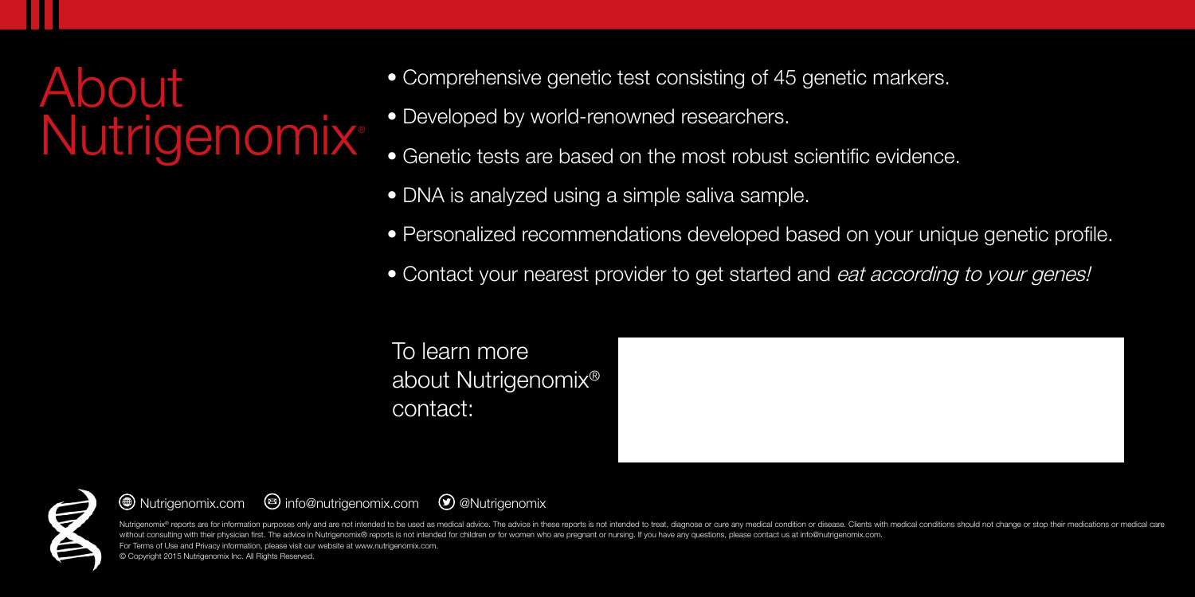# About Nutrigenomix®

- Comprehensive genetic test consisting of 45 genetic markers.
- Developed by world-renowned researchers.
- Genetic tests are based on the most robust scientific evidence.
- DNA is analyzed using a simple saliva sample.
- Personalized recommendations developed based on your unique genetic profile.
- Contact your nearest provider to get started and *eat according to your genes!*

To learn more about Nutrigenomix® contact:

Nutrigenomix.com info@nutrigenomix.com @Nutrigenomix

Nutrigenomix® reports are for information purposes only and are not intended to be used as medical advice. The advice in these reports is not intended to treat, diagnose or cure any medical condition or disease. Clients with medical conditions should not change or stop their medications or medical care without consulting with their physician first. The advice in Nutrigenomix® reports is not intended for children or for women who are pregnant or nursing. If you have any questions, please contact us at info@nutrigenomix.com.

For Terms of Use and Privacy information, please visit our website at www.nutrigenomix.com.

© Copyright 2015 Nutrigenomix Inc. All Rights Reserved.